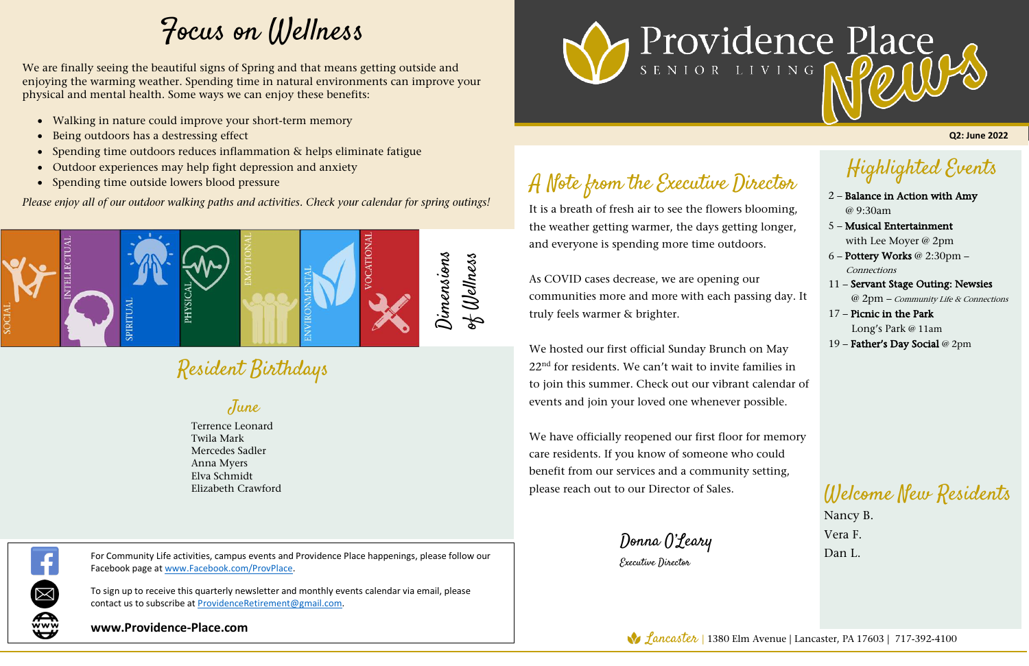# Providence Place
SENIOR LIVING
**News**

**Q2: June 2022**

## Focus on Wellness

We are finally seeing the beautiful signs of Spring and that means getting outside and enjoying the warming weather. Spending time in natural environments can improve your physical and mental health. Some ways we can enjoy these benefits:

- Walking in nature could improve your short-term memory
- Being outdoors has a destressing effect
- Spending time outdoors reduces inflammation & helps eliminate fatigue
- Outdoor experiences may help fight depression and anxiety
- Spending time outside lowers blood pressure

*Please enjoy all of our outdoor walking paths and activities. Check your calendar for spring outings!*

SOCIAL | INTELLECTUAL | SPIRITUAL | PHYSICAL | EMOTIONAL | ENVIRONMENTAL | VOCATIONAL

*Dimensions of Wellness*

## Resident Birthdays

### June

Terrence Leonard
Twila Mark
Mercedes Sadler
Anna Myers
Elva Schmidt
Elizabeth Crawford

For Community Life activities, campus events and Providence Place happenings, please follow our Facebook page at www.Facebook.com/ProvPlace.

To sign up to receive this quarterly newsletter and monthly events calendar via email, please contact us to subscribe at ProvidenceRetirement@gmail.com.

**www.Providence-Place.com**

## A Note from the Executive Director

It is a breath of fresh air to see the flowers blooming, the weather getting warmer, the days getting longer, and everyone is spending more time outdoors.

As COVID cases decrease, we are opening our communities more and more with each passing day. It truly feels warmer & brighter.

We hosted our first official Sunday Brunch on May 22nd for residents. We can't wait to invite families in to join this summer. Check out our vibrant calendar of events and join your loved one whenever possible.

We have officially reopened our first floor for memory care residents. If you know of someone who could benefit from our services and a community setting, please reach out to our Director of Sales.

Donna O'Leary
*Executive Director*

## Highlighted Events

- 2 – **Balance in Action with Amy** @ 9:30am
- 5 – **Musical Entertainment** with Lee Moyer @ 2pm
- 6 – **Pottery Works** @ 2:30pm – *Connections*
- 11 – **Servant Stage Outing: Newsies** @ 2pm – *Community Life & Connections*
- 17 – **Picnic in the Park** Long's Park @ 11am
- 19 – **Father's Day Social** @ 2pm

## Welcome New Residents

Nancy B.
Vera F.
Dan L.

Lancaster | 1380 Elm Avenue | Lancaster, PA 17603 | 717-392-4100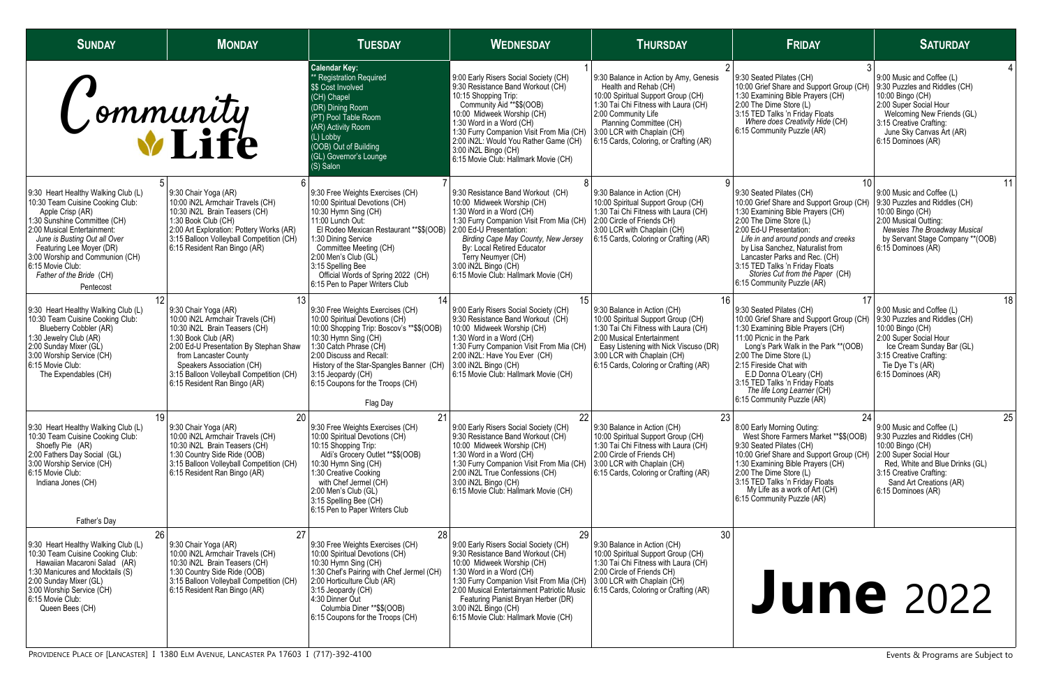# Community Life

# June 2022

**Calendar Key:**
** Registration Required
$$ Cost Involved
(CH) Chapel
(DR) Dining Room
(PT) Pool Table Room
(AR) Activity Room
(L) Lobby
(OOB) Out of Building
(GL) Governor's Lounge
(S) Salon

| SUNDAY | MONDAY | TUESDAY | WEDNESDAY | THURSDAY | FRIDAY | SATURDAY |
|---|---|---|---|---|---|---|
| | | | **1**<br>9:00 Early Risers Social Society (CH)<br>9:30 Resistance Band Workout (CH)<br>10:15 Shopping Trip: Community Aid **$$(OOB)<br>10:00 Midweek Worship (CH)<br>1:30 Word in a Word (CH)<br>1:30 Furry Companion Visit From Mia (CH)<br>2:00 iN2L: Would You Rather Game (CH)<br>3:00 iN2L Bingo (CH)<br>6:15 Movie Club: Hallmark Movie (CH) | **2**<br>9:30 Balance in Action by Amy, Genesis Health and Rehab (CH)<br>10:00 Spiritual Support Group (CH)<br>1:30 Tai Chi Fitness with Laura (CH)<br>2:00 Community Life Planning Committee (CH)<br>3:00 LCR with Chaplain (CH)<br>6:15 Cards, Coloring, or Crafting (AR) | **3**<br>9:30 Seated Pilates (CH)<br>10:00 Grief Share and Support Group (CH)<br>1:30 Examining Bible Prayers (CH)<br>2:00 The Dime Store (L)<br>3:15 TED Talks 'n Friday Floats *Where does Creativity Hide* (CH)<br>6:15 Community Puzzle (AR) | **4**<br>9:00 Music and Coffee (L)<br>9:30 Puzzles and Riddles (CH)<br>10:00 Bingo (CH)<br>2:00 Super Social Hour Welcoming New Friends (GL)<br>3:15 Creative Crafting: June Sky Canvas Art (AR)<br>6:15 Dominoes (AR) |
| **5**<br>9:30 Heart Healthy Walking Club (L)<br>10:30 Team Cuisine Cooking Club: Apple Crisp (AR)<br>1:30 Sunshine Committee (CH)<br>2:00 Musical Entertainment: *June is Busting Out all Over* Featuring Lee Moyer (DR)<br>3:00 Worship and Communion (CH)<br>6:15 Movie Club: *Father of the Bride* (CH)<br>Pentecost | **6**<br>9:30 Chair Yoga (AR)<br>10:00 iN2L Armchair Travels (CH)<br>10:30 iN2L Brain Teasers (CH)<br>1:30 Book Club (CH)<br>2:00 Art Exploration: Pottery Works (AR)<br>3:15 Balloon Volleyball Competition (CH)<br>6:15 Resident Ran Bingo (AR) | **7**<br>9:30 Free Weights Exercises (CH)<br>10:00 Spiritual Devotions (CH)<br>10:30 Hymn Sing (CH)<br>11:00 Lunch Out: El Rodeo Mexican Restaurant **$$(OOB)<br>1:30 Dining Service Committee Meeting (CH)<br>2:00 Men's Club (GL)<br>3:15 Spelling Bee Official Words of Spring 2022 (CH)<br>6:15 Pen to Paper Writers Club | **8**<br>9:30 Resistance Band Workout (CH)<br>10:00 Midweek Worship (CH)<br>1:30 Word in a Word (CH)<br>1:30 Furry Companion Visit From Mia (CH)<br>2:00 Ed-U Presentation: *Birding Cape May County, New Jersey* By: Local Retired Educator Terry Neumyer (CH)<br>3:00 iN2L Bingo (CH)<br>6:15 Movie Club: Hallmark Movie (CH) | **9**<br>9:30 Balance in Action (CH)<br>10:00 Spiritual Support Group (CH)<br>1:30 Tai Chi Fitness with Laura (CH)<br>2:00 Circle of Friends (CH)<br>3:00 LCR with Chaplain (CH)<br>6:15 Cards, Coloring or Crafting (AR) | **10**<br>9:30 Seated Pilates (CH)<br>10:00 Grief Share and Support Group (CH)<br>1:30 Examining Bible Prayers (CH)<br>2:00 The Dime Store (L)<br>2:00 Ed-U Presentation: *Life in and around ponds and creeks* by Lisa Sanchez, Naturalist from Lancaster Parks and Rec. (CH)<br>3:15 TED Talks 'n Friday Floats *Stories Cut from the Paper* (CH)<br>6:15 Community Puzzle (AR) | **11**<br>9:00 Music and Coffee (L)<br>9:30 Puzzles and Riddles (CH)<br>10:00 Bingo (CH)<br>2:00 Musical Outing: *Newsies The Broadway Musical* by Servant Stage Company **(OOB)<br>6:15 Dominoes (AR) |
| **12**<br>9:30 Heart Healthy Walking Club (L)<br>10:30 Team Cuisine Cooking Club: Blueberry Cobbler (AR)<br>1:30 Jewelry Club (AR)<br>2:00 Sunday Mixer (GL)<br>3:00 Worship Service (CH)<br>6:15 Movie Club: The Expendables (CH) | **13**<br>9:30 Chair Yoga (AR)<br>10:00 iN2L Armchair Travels (CH)<br>10:30 iN2L Brain Teasers (CH)<br>1:30 Book Club (AR)<br>2:00 Ed-U Presentation By Stephan Shaw from Lancaster County Speakers Association (CH)<br>3:15 Balloon Volleyball Competition (CH)<br>6:15 Resident Ran Bingo (AR) | **14**<br>9:30 Free Weights Exercises (CH)<br>10:00 Spiritual Devotions (CH)<br>10:00 Shopping Trip: Boscov's **$$(OOB)<br>10:30 Hymn Sing (CH)<br>1:30 Catch Phrase (CH)<br>2:00 Discuss and Recall: History of the Star-Spangles Banner (CH)<br>3:15 Jeopardy (CH)<br>6:15 Coupons for the Troops (CH)<br>Flag Day | **15**<br>9:00 Early Risers Social Society (CH)<br>9:30 Resistance Band Workout (CH)<br>10:00 Midweek Worship (CH)<br>1:30 Word in a Word (CH)<br>1:30 Furry Companion Visit From Mia (CH)<br>2:00 iN2L: Have You Ever (CH)<br>3:00 iN2L Bingo (CH)<br>6:15 Movie Club: Hallmark Movie (CH) | **16**<br>9:30 Balance in Action (CH)<br>10:00 Spiritual Support Group (CH)<br>1:30 Tai Chi Fitness with Laura (CH)<br>2:00 Musical Entertainment Easy Listening with Nick Viscuso (DR)<br>3:00 LCR with Chaplain (CH)<br>6:15 Cards, Coloring or Crafting (AR) | **17**<br>9:30 Seated Pilates (CH)<br>10:00 Grief Share and Support Group (CH)<br>1:30 Examining Bible Prayers (CH)<br>11:00 Picnic in the Park Long's Park Walk in the Park **(OOB)<br>2:00 The Dime Store (L)<br>2:15 Fireside Chat with E.D Donna O'Leary (CH)<br>3:15 TED Talks 'n Friday Floats *The life Long Learner* (CH)<br>6:15 Community Puzzle (AR) | **18**<br>9:00 Music and Coffee (L)<br>9:30 Puzzles and Riddles (CH)<br>10:00 Bingo (CH)<br>2:00 Super Social Hour Ice Cream Sunday Bar (GL)<br>3:15 Creative Crafting: Tie Dye T's (AR)<br>6:15 Dominoes (AR) |
| **19**<br>9:30 Heart Healthy Walking Club (L)<br>10:30 Team Cuisine Cooking Club: Shoefly Pie (AR)<br>2:00 Fathers Day Social (GL)<br>3:00 Worship Service (CH)<br>6:15 Movie Club: Indiana Jones (CH)<br>Father's Day | **20**<br>9:30 Chair Yoga (AR)<br>10:00 iN2L Armchair Travels (CH)<br>10:30 iN2L Brain Teasers (CH)<br>1:30 Country Side Ride (OOB)<br>3:15 Balloon Volleyball Competition (CH)<br>6:15 Resident Ran Bingo (AR) | **21**<br>9:30 Free Weights Exercises (CH)<br>10:00 Spiritual Devotions (CH)<br>10:15 Shopping Trip: Aldi's Grocery Outlet **$$(OOB)<br>10:30 Hymn Sing (CH)<br>1:30 Creative Cooking with Chef Jermel (CH)<br>2:00 Men's Club (GL)<br>3:15 Spelling Bee (CH)<br>6:15 Pen to Paper Writers Club | **22**<br>9:00 Early Risers Social Society (CH)<br>9:30 Resistance Band Workout (CH)<br>10:00 Midweek Worship (CH)<br>1:30 Word in a Word (CH)<br>1:30 Furry Companion Visit From Mia (CH)<br>2:00 iN2L True Confessions (CH)<br>3:00 iN2L Bingo (CH)<br>6:15 Movie Club: Hallmark Movie (CH) | **23**<br>9:30 Balance in Action (CH)<br>10:00 Spiritual Support Group (CH)<br>1:30 Tai Chi Fitness with Laura (CH)<br>2:00 Circle of Friends (CH)<br>3:00 LCR with Chaplain (CH)<br>6:15 Cards, Coloring or Crafting (AR) | **24**<br>8:00 Early Morning Outing: West Shore Farmers Market **$$(OOB)<br>9:30 Seated Pilates (CH)<br>10:00 Grief Share and Support Group (CH)<br>1:30 Examining Bible Prayers (CH)<br>2:00 The Dime Store (L)<br>3:15 TED Talks 'n Friday Floats My Life as a work of Art (CH)<br>6:15 Community Puzzle (AR) | **25**<br>9:00 Music and Coffee (L)<br>9:30 Puzzles and Riddles (CH)<br>10:00 Bingo (CH)<br>2:00 Super Social Hour Red, White and Blue Drinks (GL)<br>3:15 Creative Crafting: Sand Art Creations (AR)<br>6:15 Dominoes (AR) |
| **26**<br>9:30 Heart Healthy Walking Club (L)<br>10:30 Team Cuisine Cooking Club: Hawaiian Macaroni Salad (AR)<br>1:30 Manicures and Mocktails (S)<br>2:00 Sunday Mixer (GL)<br>3:00 Worship Service (CH)<br>6:15 Movie Club: Queen Bees (CH) | **27**<br>9:30 Chair Yoga (AR)<br>10:00 iN2L Armchair Travels (CH)<br>10:30 iN2L Brain Teasers (CH)<br>1:30 Country Side Ride (OOB)<br>3:15 Balloon Volleyball Competition (CH)<br>6:15 Resident Ran Bingo (AR) | **28**<br>9:30 Free Weights Exercises (CH)<br>10:00 Spiritual Devotions (CH)<br>10:30 Hymn Sing (CH)<br>1:30 Chef's Pairing with Chef Jermel (CH)<br>2:00 Horticulture Club (AR)<br>3:15 Jeopardy (CH)<br>4:30 Dinner Out Columbia Diner **$$(OOB)<br>6:15 Coupons for the Troops (CH) | **29**<br>9:00 Early Risers Social Society (CH)<br>9:30 Resistance Band Workout (CH)<br>10:00 Midweek Worship (CH)<br>1:30 Word in a Word (CH)<br>1:30 Furry Companion Visit From Mia (CH)<br>2:00 Musical Entertainment Patriotic Music Featuring Pianist Bryan Herber (DR)<br>3:00 iN2L Bingo (CH)<br>6:15 Movie Club: Hallmark Movie (CH) | **30**<br>9:30 Balance in Action (CH)<br>10:00 Spiritual Support Group (CH)<br>1:30 Tai Chi Fitness with Laura (CH)<br>2:00 Circle of Friends (CH)<br>3:00 LCR with Chaplain (CH)<br>6:15 Cards, Coloring or Crafting (AR) | | |

Providence Place of [Lancaster] I 1380 Elm Avenue, Lancaster PA 17603 I (717)-392-4100

Events & Programs are Subject to